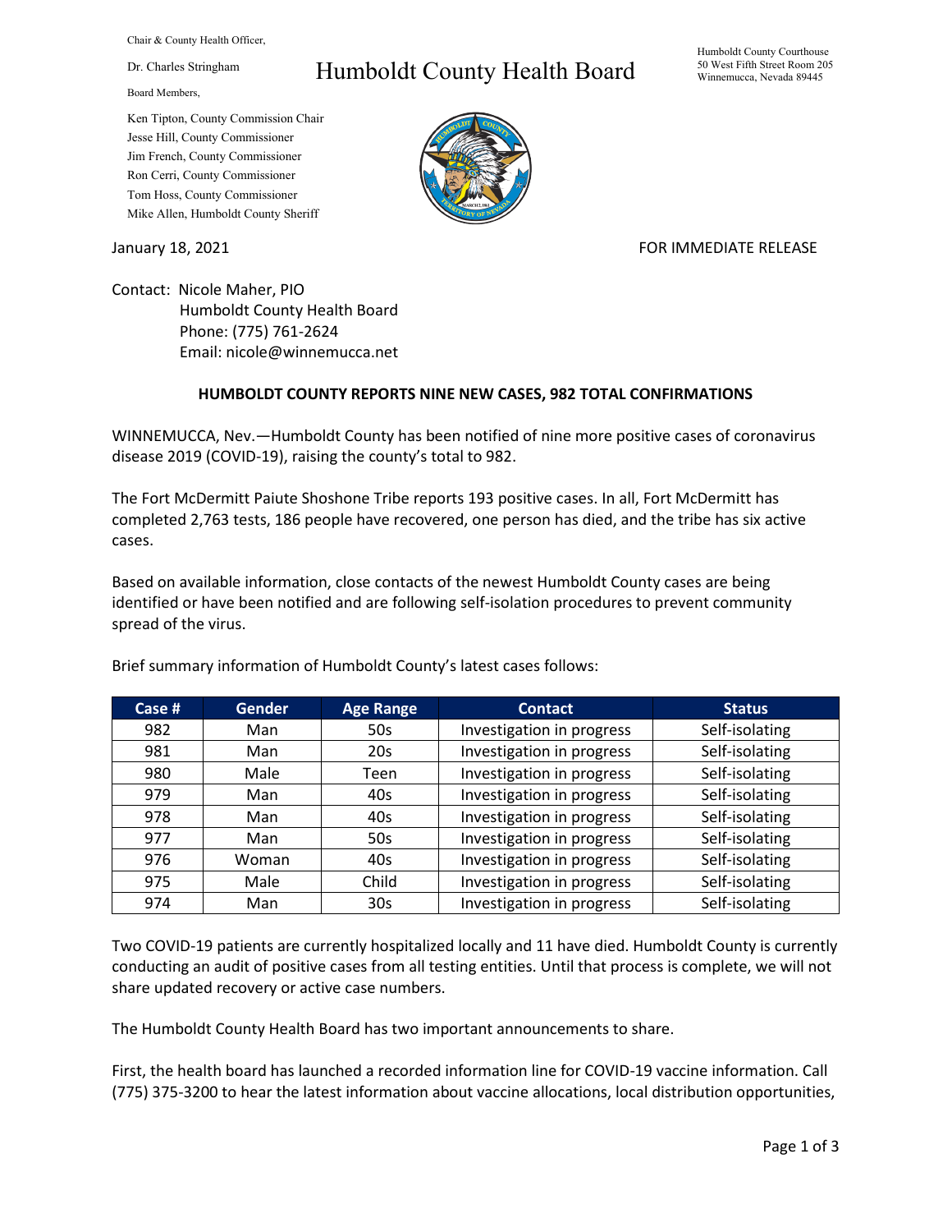Chair & County Health Officer,

Dr. Charles Stringham

Board Members,

Ken Tipton, County Commission Chair
Jesse Hill, County Commissioner
Jim French, County Commissioner
Ron Cerri, County Commissioner
Tom Hoss, County Commissioner
Mike Allen, Humboldt County Sheriff

# Humboldt County Health Board

Humboldt County Courthouse
50 West Fifth Street Room 205
Winnemucca, Nevada 89445

January 18, 2021

FOR IMMEDIATE RELEASE

Contact: Nicole Maher, PIO
Humboldt County Health Board
Phone: (775) 761-2624
Email: nicole@winnemucca.net

**HUMBOLDT COUNTY REPORTS NINE NEW CASES, 982 TOTAL CONFIRMATIONS**

WINNEMUCCA, Nev.—Humboldt County has been notified of nine more positive cases of coronavirus disease 2019 (COVID-19), raising the county's total to 982.

The Fort McDermitt Paiute Shoshone Tribe reports 193 positive cases. In all, Fort McDermitt has completed 2,763 tests, 186 people have recovered, one person has died, and the tribe has six active cases.

Based on available information, close contacts of the newest Humboldt County cases are being identified or have been notified and are following self-isolation procedures to prevent community spread of the virus.

Brief summary information of Humboldt County's latest cases follows:

| Case # | Gender | Age Range | Contact | Status |
| --- | --- | --- | --- | --- |
| 982 | Man | 50s | Investigation in progress | Self-isolating |
| 981 | Man | 20s | Investigation in progress | Self-isolating |
| 980 | Male | Teen | Investigation in progress | Self-isolating |
| 979 | Man | 40s | Investigation in progress | Self-isolating |
| 978 | Man | 40s | Investigation in progress | Self-isolating |
| 977 | Man | 50s | Investigation in progress | Self-isolating |
| 976 | Woman | 40s | Investigation in progress | Self-isolating |
| 975 | Male | Child | Investigation in progress | Self-isolating |
| 974 | Man | 30s | Investigation in progress | Self-isolating |

Two COVID-19 patients are currently hospitalized locally and 11 have died. Humboldt County is currently conducting an audit of positive cases from all testing entities. Until that process is complete, we will not share updated recovery or active case numbers.

The Humboldt County Health Board has two important announcements to share.

First, the health board has launched a recorded information line for COVID-19 vaccine information. Call (775) 375-3200 to hear the latest information about vaccine allocations, local distribution opportunities,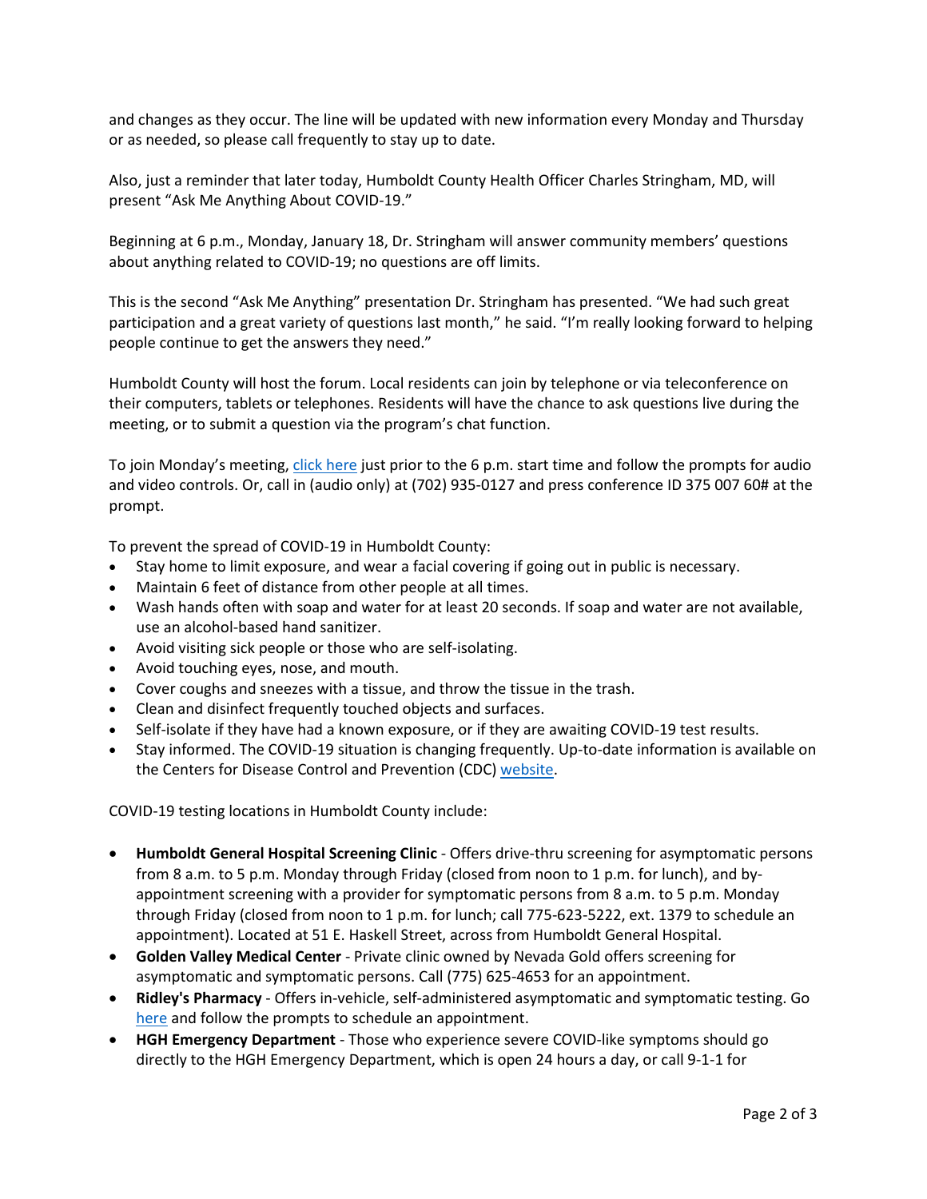and changes as they occur. The line will be updated with new information every Monday and Thursday or as needed, so please call frequently to stay up to date.

Also, just a reminder that later today, Humboldt County Health Officer Charles Stringham, MD, will present "Ask Me Anything About COVID-19."

Beginning at 6 p.m., Monday, January 18, Dr. Stringham will answer community members' questions about anything related to COVID-19; no questions are off limits.

This is the second "Ask Me Anything" presentation Dr. Stringham has presented. "We had such great participation and a great variety of questions last month," he said. "I'm really looking forward to helping people continue to get the answers they need."

Humboldt County will host the forum. Local residents can join by telephone or via teleconference on their computers, tablets or telephones. Residents will have the chance to ask questions live during the meeting, or to submit a question via the program's chat function.

To join Monday's meeting, click here just prior to the 6 p.m. start time and follow the prompts for audio and video controls. Or, call in (audio only) at (702) 935-0127 and press conference ID 375 007 60# at the prompt.

To prevent the spread of COVID-19 in Humboldt County:

- Stay home to limit exposure, and wear a facial covering if going out in public is necessary.
- Maintain 6 feet of distance from other people at all times.
- Wash hands often with soap and water for at least 20 seconds. If soap and water are not available, use an alcohol-based hand sanitizer.
- Avoid visiting sick people or those who are self-isolating.
- Avoid touching eyes, nose, and mouth.
- Cover coughs and sneezes with a tissue, and throw the tissue in the trash.
- Clean and disinfect frequently touched objects and surfaces.
- Self-isolate if they have had a known exposure, or if they are awaiting COVID-19 test results.
- Stay informed. The COVID-19 situation is changing frequently. Up-to-date information is available on the Centers for Disease Control and Prevention (CDC) website.

COVID-19 testing locations in Humboldt County include:

- **Humboldt General Hospital Screening Clinic** - Offers drive-thru screening for asymptomatic persons from 8 a.m. to 5 p.m. Monday through Friday (closed from noon to 1 p.m. for lunch), and by-appointment screening with a provider for symptomatic persons from 8 a.m. to 5 p.m. Monday through Friday (closed from noon to 1 p.m. for lunch; call 775-623-5222, ext. 1379 to schedule an appointment). Located at 51 E. Haskell Street, across from Humboldt General Hospital.
- **Golden Valley Medical Center** - Private clinic owned by Nevada Gold offers screening for asymptomatic and symptomatic persons. Call (775) 625-4653 for an appointment.
- **Ridley's Pharmacy** - Offers in-vehicle, self-administered asymptomatic and symptomatic testing. Go here and follow the prompts to schedule an appointment.
- **HGH Emergency Department** - Those who experience severe COVID-like symptoms should go directly to the HGH Emergency Department, which is open 24 hours a day, or call 9-1-1 for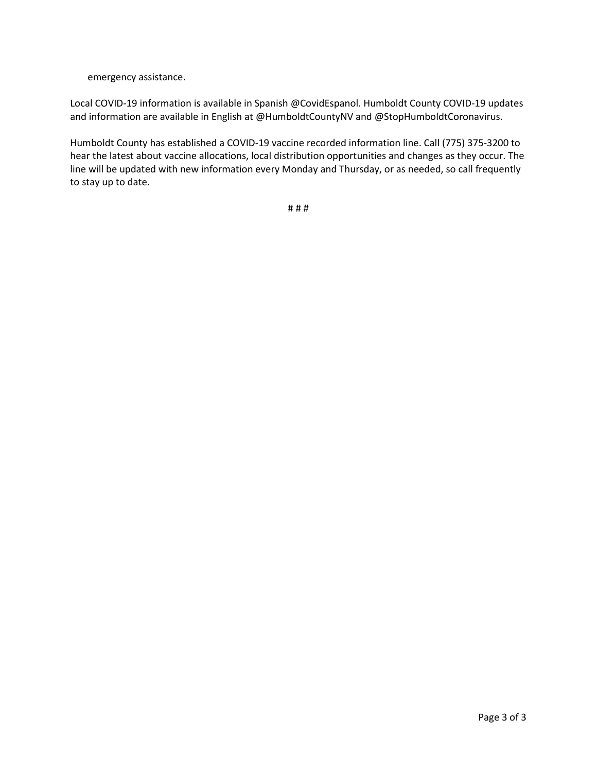emergency assistance.

Local COVID-19 information is available in Spanish @CovidEspanol. Humboldt County COVID-19 updates and information are available in English at @HumboldtCountyNV and @StopHumboldtCoronavirus.

Humboldt County has established a COVID-19 vaccine recorded information line. Call (775) 375-3200 to hear the latest about vaccine allocations, local distribution opportunities and changes as they occur. The line will be updated with new information every Monday and Thursday, or as needed, so call frequently to stay up to date.

# # #